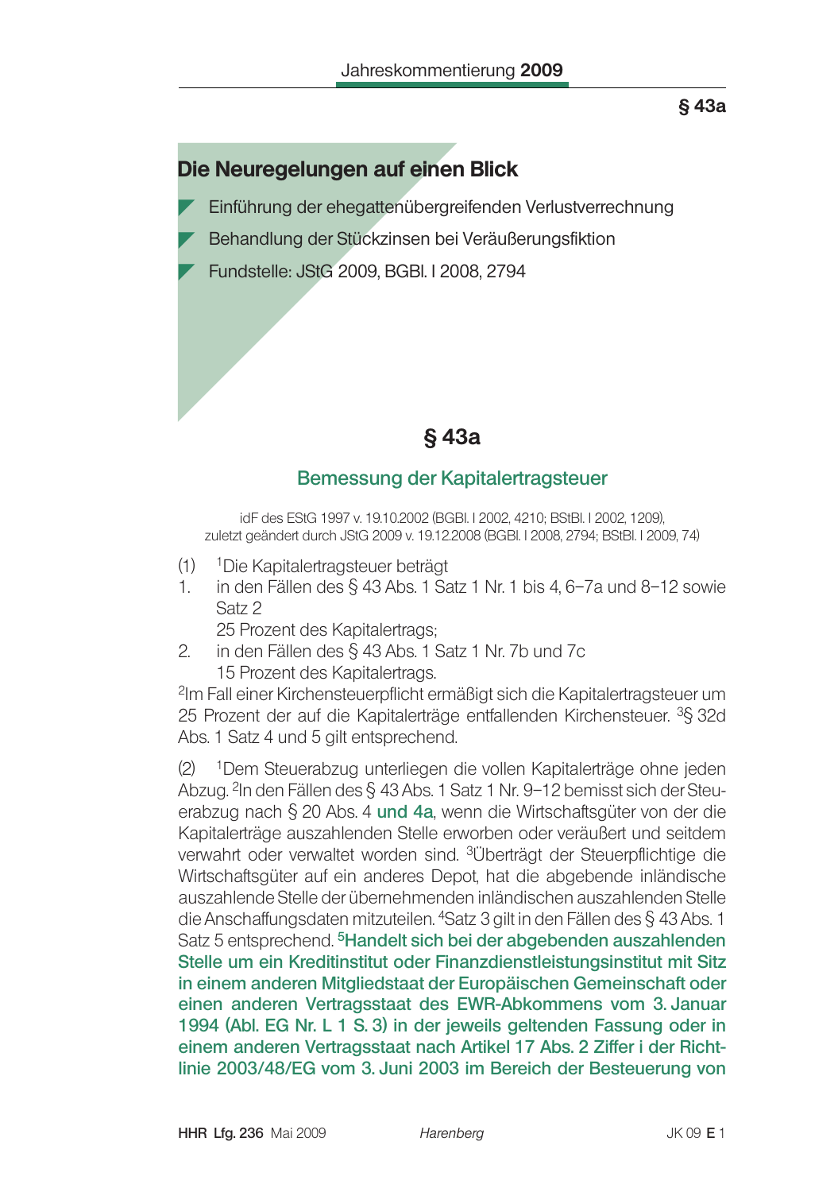## Die Neuregelungen auf einen Blick

- Einführung der ehegattenübergreifenden Verlustverrechnung
- Behandlung der Stückzinsen bei Veräußerungsfiktion
- Fundstelle: JStG 2009, BGBl. I 2008, 2794

# § 43a

## Bemessung der Kapitalertragsteuer

idF des EStG 1997 v. 19.10.2002 (BGBl. I 2002, 4210; BStBl. I 2002, 1209),
zuletzt geändert durch JStG 2009 v. 19.12.2008 (BGBl. I 2008, 2794; BStBl. I 2009, 74)

(1) [1]Die Kapitalertragsteuer beträgt

1. in den Fällen des § 43 Abs. 1 Satz 1 Nr. 1 bis 4, 6–7a und 8–12 sowie Satz 2
   25 Prozent des Kapitalertrags;
2. in den Fällen des § 43 Abs. 1 Satz 1 Nr. 7b und 7c
   15 Prozent des Kapitalertrags.

[2]Im Fall einer Kirchensteuerpflicht ermäßigt sich die Kapitalertragsteuer um 25 Prozent der auf die Kapitalerträge entfallenden Kirchensteuer. [3]§ 32d Abs. 1 Satz 4 und 5 gilt entsprechend.

(2) [1]Dem Steuerabzug unterliegen die vollen Kapitalerträge ohne jeden Abzug. [2]In den Fällen des § 43 Abs. 1 Satz 1 Nr. 9–12 bemisst sich der Steuerabzug nach § 20 Abs. 4 **und 4a**, wenn die Wirtschaftsgüter von der die Kapitalerträge auszahlenden Stelle erworben oder veräußert und seitdem verwahrt oder verwaltet worden sind. [3]Überträgt der Steuerpflichtige die Wirtschaftsgüter auf ein anderes Depot, hat die abgebende inländische auszahlende Stelle der übernehmenden inländischen auszahlenden Stelle die Anschaffungsdaten mitzuteilen. [4]Satz 3 gilt in den Fällen des § 43 Abs. 1 Satz 5 entsprechend. **[5]Handelt sich bei der abgebenden auszahlenden Stelle um ein Kreditinstitut oder Finanzdienstleistungsinstitut mit Sitz in einem anderen Mitgliedstaat der Europäischen Gemeinschaft oder einen anderen Vertragsstaat des EWR-Abkommens vom 3. Januar 1994 (Abl. EG Nr. L 1 S. 3) in der jeweils geltenden Fassung oder in einem anderen Vertragsstaat nach Artikel 17 Abs. 2 Ziffer i der Richtlinie 2003/48/EG vom 3. Juni 2003 im Bereich der Besteuerung von**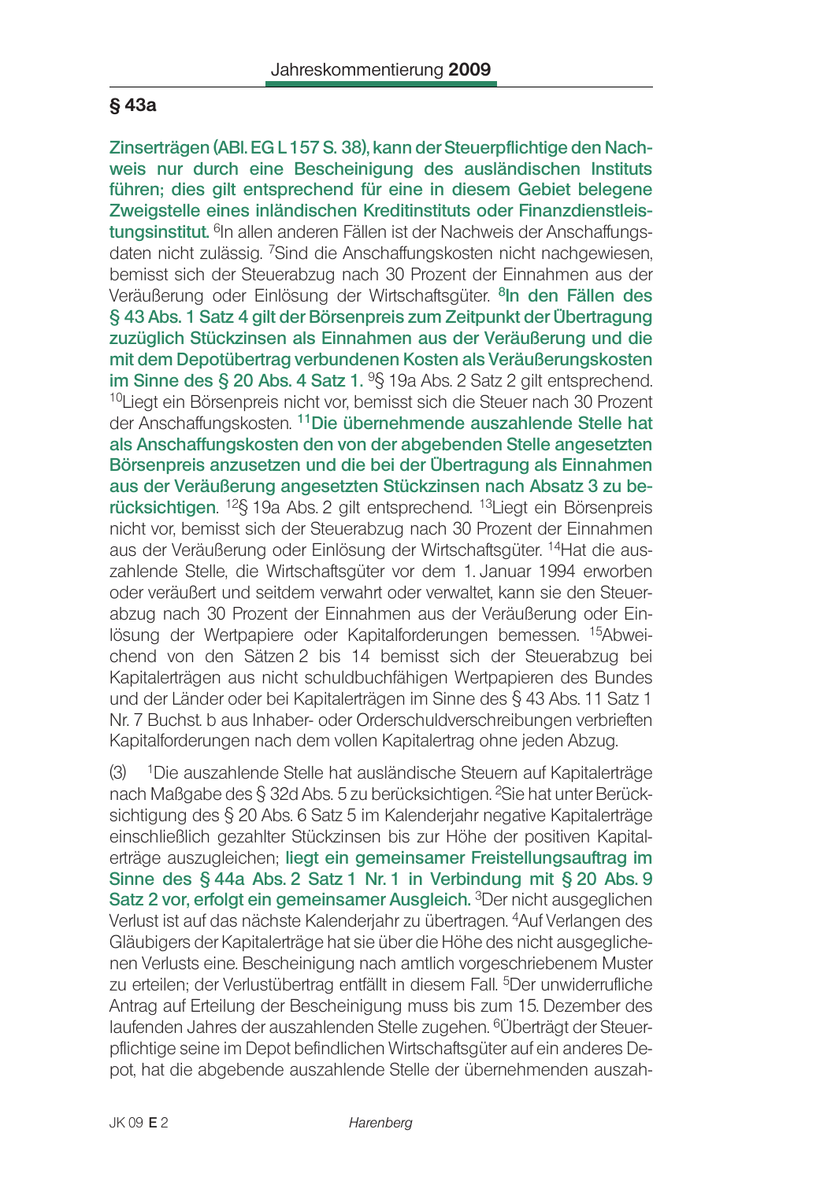## § 43a

**Zinserträgen (ABl. EG L 157 S. 38), kann der Steuerpflichtige den Nachweis nur durch eine Bescheinigung des ausländischen Instituts führen; dies gilt entsprechend für eine in diesem Gebiet belegene Zweigstelle eines inländischen Kreditinstituts oder Finanzdienstleistungsinstitut.** [6]In allen anderen Fällen ist der Nachweis der Anschaffungsdaten nicht zulässig. [7]Sind die Anschaffungskosten nicht nachgewiesen, bemisst sich der Steuerabzug nach 30 Prozent der Einnahmen aus der Veräußerung oder Einlösung der Wirtschaftsgüter. **[8]In den Fällen des § 43 Abs. 1 Satz 4 gilt der Börsenpreis zum Zeitpunkt der Übertragung zuzüglich Stückzinsen als Einnahmen aus der Veräußerung und die mit dem Depotübertrag verbundenen Kosten als Veräußerungskosten im Sinne des § 20 Abs. 4 Satz 1.** [9]§ 19a Abs. 2 Satz 2 gilt entsprechend. [10]Liegt ein Börsenpreis nicht vor, bemisst sich die Steuer nach 30 Prozent der Anschaffungskosten. **[11]Die übernehmende auszahlende Stelle hat als Anschaffungskosten den von der abgebenden Stelle angesetzten Börsenpreis anzusetzen und die bei der Übertragung als Einnahmen aus der Veräußerung angesetzten Stückzinsen nach Absatz 3 zu berücksichtigen**. [12]§ 19a Abs. 2 gilt entsprechend. [13]Liegt ein Börsenpreis nicht vor, bemisst sich der Steuerabzug nach 30 Prozent der Einnahmen aus der Veräußerung oder Einlösung der Wirtschaftsgüter. [14]Hat die auszahlende Stelle, die Wirtschaftsgüter vor dem 1. Januar 1994 erworben oder veräußert und seitdem verwahrt oder verwaltet, kann sie den Steuerabzug nach 30 Prozent der Einnahmen aus der Veräußerung oder Einlösung der Wertpapiere oder Kapitalforderungen bemessen. [15]Abweichend von den Sätzen 2 bis 14 bemisst sich der Steuerabzug bei Kapitalerträgen aus nicht schuldbuchfähigen Wertpapieren des Bundes und der Länder oder bei Kapitalerträgen im Sinne des § 43 Abs. 11 Satz 1 Nr. 7 Buchst. b aus Inhaber- oder Orderschuldverschreibungen verbrieften Kapitalforderungen nach dem vollen Kapitalertrag ohne jeden Abzug.

(3) [1]Die auszahlende Stelle hat ausländische Steuern auf Kapitalerträge nach Maßgabe des § 32d Abs. 5 zu berücksichtigen. [2]Sie hat unter Berücksichtigung des § 20 Abs. 6 Satz 5 im Kalenderjahr negative Kapitalerträge einschließlich gezahlter Stückzinsen bis zur Höhe der positiven Kapitalerträge auszugleichen; **liegt ein gemeinsamer Freistellungsauftrag im Sinne des § 44a Abs. 2 Satz 1 Nr. 1 in Verbindung mit § 20 Abs. 9 Satz 2 vor, erfolgt ein gemeinsamer Ausgleich.** [3]Der nicht ausgeglichenen Verlust ist auf das nächste Kalenderjahr zu übertragen. [4]Auf Verlangen des Gläubigers der Kapitalerträge hat sie über die Höhe des nicht ausgeglichenen Verlusts eine Bescheinigung nach amtlich vorgeschriebenem Muster zu erteilen; der Verlustübertrag entfällt in diesem Fall. [5]Der unwiderrufliche Antrag auf Erteilung der Bescheinigung muss bis zum 15. Dezember des laufenden Jahres der auszahlenden Stelle zugehen. [6]Überträgt der Steuerpflichtige seine im Depot befindlichen Wirtschaftsgüter auf ein anderes Depot, hat die abgebende auszahlende Stelle der übernehmenden auszah-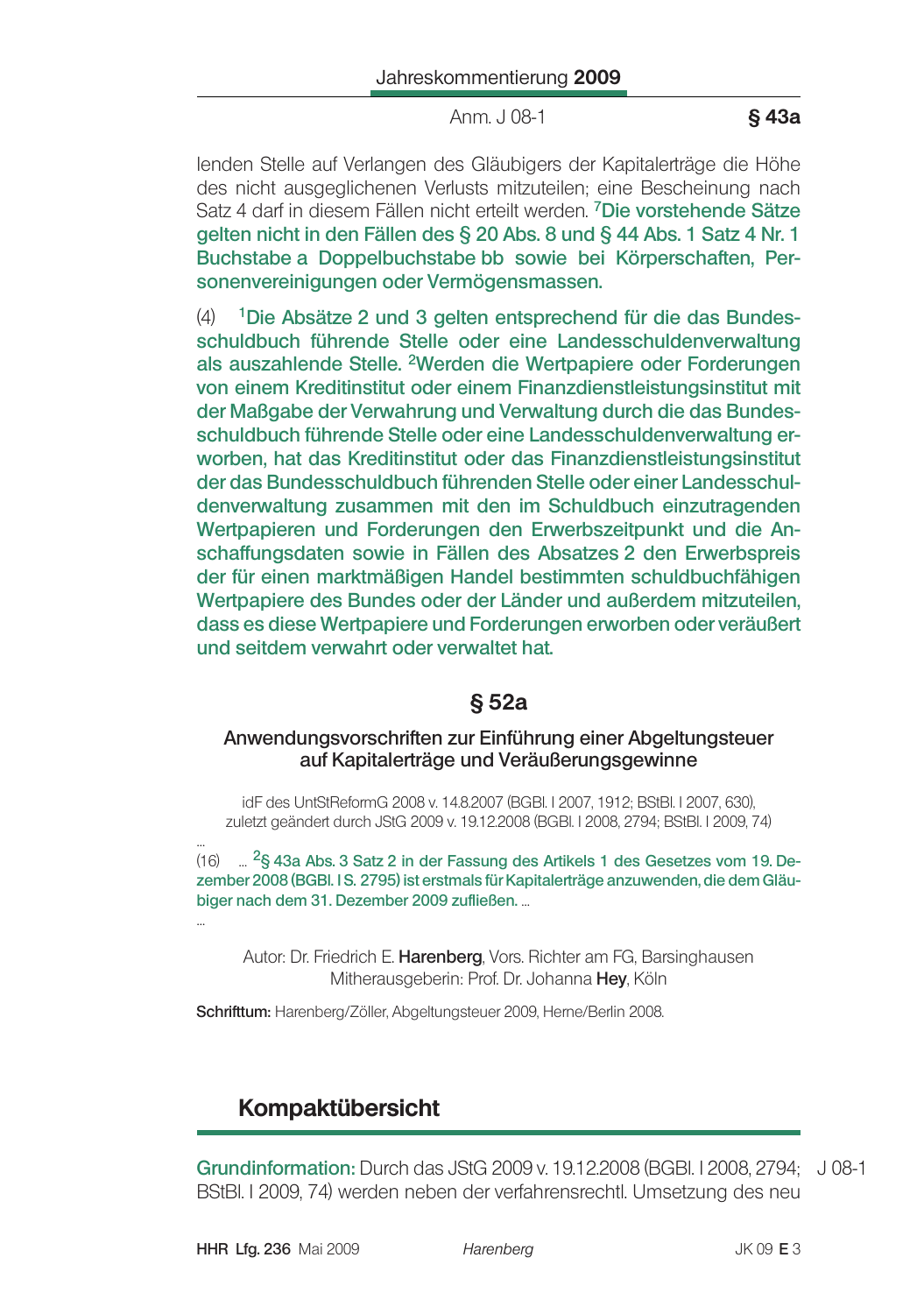lenden Stelle auf Verlangen des Gläubigers der Kapitalerträge die Höhe des nicht ausgeglichenen Verlusts mitzuteilen; eine Bescheinung nach Satz 4 darf in diesem Fällen nicht erteilt werden. [7]**Die vorstehende Sätze gelten nicht in den Fällen des § 20 Abs. 8 und § 44 Abs. 1 Satz 4 Nr. 1 Buchstabe a Doppelbuchstabe bb sowie bei Körperschaften, Personenvereinigungen oder Vermögensmassen.**

(4) [1]**Die Absätze 2 und 3 gelten entsprechend für die das Bundesschuldbuch führende Stelle oder eine Landesschuldenverwaltung als auszahlende Stelle.** [2]**Werden die Wertpapiere oder Forderungen von einem Kreditinstitut oder einem Finanzdienstleistungsinstitut mit der Maßgabe der Verwahrung und Verwaltung durch die das Bundesschuldbuch führende Stelle oder eine Landesschuldenverwaltung erworben, hat das Kreditinstitut oder das Finanzdienstleistungsinstitut der das Bundesschuldbuch führenden Stelle oder einer Landesschuldenverwaltung zusammen mit den im Schuldbuch einzutragenden Wertpapieren und Forderungen den Erwerbszeitpunkt und die Anschaffungsdaten sowie in Fällen des Absatzes 2 den Erwerbspreis der für einen marktmäßigen Handel bestimmten schuldbuchfähigen Wertpapiere des Bundes oder der Länder und außerdem mitzuteilen, dass es diese Wertpapiere und Forderungen erworben oder veräußert und seitdem verwahrt oder verwaltet hat.**

## § 52a

### Anwendungsvorschriften zur Einführung einer Abgeltungsteuer auf Kapitalerträge und Veräußerungsgewinne

idF des UntStReformG 2008 v. 14.8.2007 (BGBl. I 2007, 1912; BStBl. I 2007, 630), zuletzt geändert durch JStG 2009 v. 19.12.2008 (BGBl. I 2008, 2794; BStBl. I 2009, 74)

...

(16) ... [2]**§ 43a Abs. 3 Satz 2 in der Fassung des Artikels 1 des Gesetzes vom 19. Dezember 2008 (BGBl. I S. 2795) ist erstmals für Kapitalerträge anzuwenden, die dem Gläubiger nach dem 31. Dezember 2009 zufließen.** ...

...

Autor: Dr. Friedrich E. **Harenberg**, Vors. Richter am FG, Barsinghausen
Mitherausgeberin: Prof. Dr. Johanna **Hey**, Köln

**Schrifttum:** Harenberg/Zöller, Abgeltungsteuer 2009, Herne/Berlin 2008.

## Kompaktübersicht

J 08-1

**Grundinformation:** Durch das JStG 2009 v. 19.12.2008 (BGBl. I 2008, 2794; BStBl. I 2009, 74) werden neben der verfahrensrechtl. Umsetzung des neu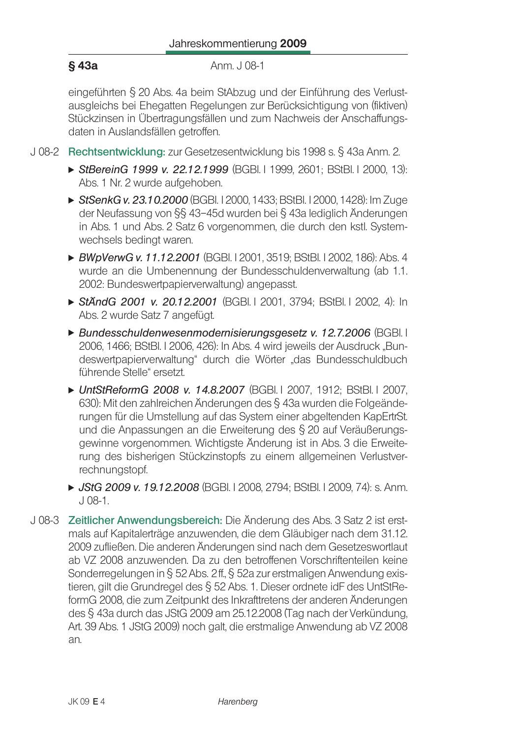eingeführten § 20 Abs. 4a beim StAbzug und der Einführung des Verlustausgleichs bei Ehegatten Regelungen zur Berücksichtigung von (fiktiven) Stückzinsen in Übertragungsfällen und zum Nachweis der Anschaffungsdaten in Auslandsfällen getroffen.

J 08-2 **Rechtsentwicklung:** zur Gesetzesentwicklung bis 1998 s. § 43a Anm. 2.

- *StBereinG 1999 v. 22.12.1999* (BGBl. I 1999, 2601; BStBl. I 2000, 13): Abs. 1 Nr. 2 wurde aufgehoben.
- *StSenkG v. 23.10.2000* (BGBl. I 2000, 1433; BStBl. I 2000, 1428): Im Zuge der Neufassung von §§ 43–45d wurden bei § 43a lediglich Änderungen in Abs. 1 und Abs. 2 Satz 6 vorgenommen, die durch den kstl. Systemwechsels bedingt waren.
- *BWpVerwG v. 11.12.2001* (BGBl. I 2001, 3519; BStBl. I 2002, 186): Abs. 4 wurde an die Umbenennung der Bundesschuldenverwaltung (ab 1.1. 2002: Bundeswertpapierverwaltung) angepasst.
- *StÄndG 2001 v. 20.12.2001* (BGBl. I 2001, 3794; BStBl. I 2002, 4): In Abs. 2 wurde Satz 7 angefügt.
- *Bundesschuldenwesenmodernisierungsgesetz v. 12.7.2006* (BGBl. I 2006, 1466; BStBl. I 2006, 426): In Abs. 4 wird jeweils der Ausdruck „Bundeswertpapierverwaltung" durch die Wörter „das Bundesschuldbuch führende Stelle" ersetzt.
- *UntStReformG 2008 v. 14.8.2007* (BGBl. I 2007, 1912; BStBl. I 2007, 630): Mit den zahlreichen Änderungen des § 43a wurden die Folgeänderungen für die Umstellung auf das System einer abgeltenden KapErtrSt. und die Anpassungen an die Erweiterung des § 20 auf Veräußerungsgewinne vorgenommen. Wichtigste Änderung ist in Abs. 3 die Erweiterung des bisherigen Stückzinstopfs zu einem allgemeinen Verlustverrechnungstopf.
- *JStG 2009 v. 19.12.2008* (BGBl. I 2008, 2794; BStBl. I 2009, 74): s. Anm. J 08-1.

J 08-3 **Zeitlicher Anwendungsbereich:** Die Änderung des Abs. 3 Satz 2 ist erstmals auf Kapitalerträge anzuwenden, die dem Gläubiger nach dem 31.12. 2009 zufließen. Die anderen Änderungen sind nach dem Gesetzeswortlaut ab VZ 2008 anzuwenden. Da zu den betroffenen Vorschriftenteilen keine Sonderregelungen in § 52 Abs. 2 ff., § 52a zur erstmaligen Anwendung existieren, gilt die Grundregel des § 52 Abs. 1. Dieser ordnete idF des UntStReformG 2008, die zum Zeitpunkt des Inkrafttretens der anderen Änderungen des § 43a durch das JStG 2009 am 25.12.2008 (Tag nach der Verkündung, Art. 39 Abs. 1 JStG 2009) noch galt, die erstmalige Anwendung ab VZ 2008 an.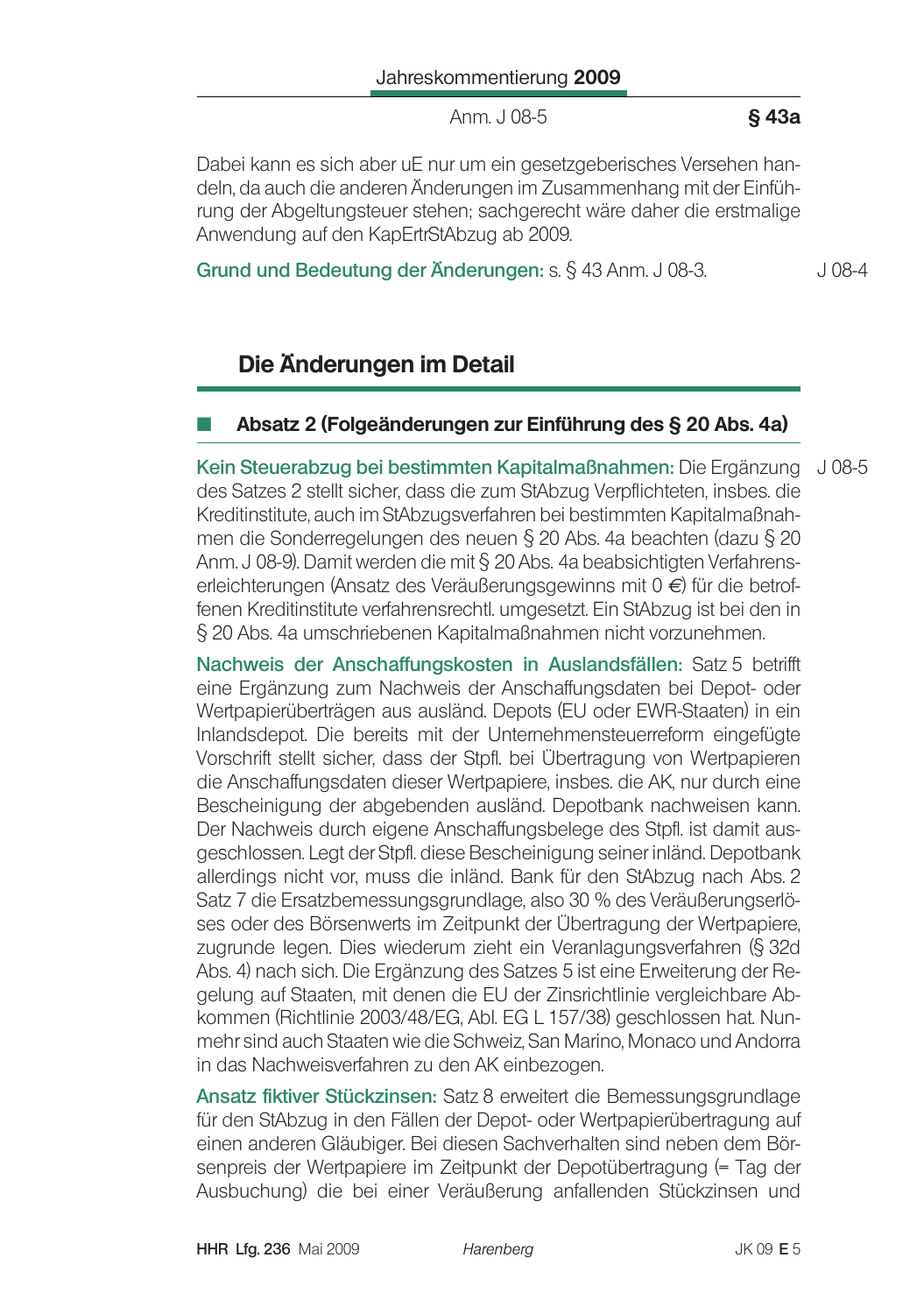Dabei kann es sich aber uE nur um ein gesetzgeberisches Versehen handeln, da auch die anderen Änderungen im Zusammenhang mit der Einführung der Abgeltungsteuer stehen; sachgerecht wäre daher die erstmalige Anwendung auf den KapErtrStAbzug ab 2009.

**Grund und Bedeutung der Änderungen:** s. § 43 Anm. J 08-3. J 08-4

## Die Änderungen im Detail

### Absatz 2 (Folgeänderungen zur Einführung des § 20 Abs. 4a)

**Kein Steuerabzug bei bestimmten Kapitalmaßnahmen:** Die Ergänzung des Satzes 2 stellt sicher, dass die zum StAbzug Verpflichteten, insbes. die Kreditinstitute, auch im StAbzugsverfahren bei bestimmten Kapitalmaßnahmen die Sonderregelungen des neuen § 20 Abs. 4a beachten (dazu § 20 Anm. J 08-9). Damit werden die mit § 20 Abs. 4a beabsichtigten Verfahrenserleichterungen (Ansatz des Veräußerungsgewinns mit 0 €) für die betroffenen Kreditinstitute verfahrensrechtl. umgesetzt. Ein StAbzug ist bei den in § 20 Abs. 4a umschriebenen Kapitalmaßnahmen nicht vorzunehmen. J 08-5

**Nachweis der Anschaffungskosten in Auslandsfällen:** Satz 5 betrifft eine Ergänzung zum Nachweis der Anschaffungsdaten bei Depot- oder Wertpapierüberträgen aus ausländ. Depots (EU oder EWR-Staaten) in ein Inlandsdepot. Die bereits mit der Unternehmensteuerreform eingefügte Vorschrift stellt sicher, dass der Stpfl. bei Übertragung von Wertpapieren die Anschaffungsdaten dieser Wertpapiere, insbes. die AK, nur durch eine Bescheinigung der abgebenden ausländ. Depotbank nachweisen kann. Der Nachweis durch eigene Anschaffungsbelege des Stpfl. ist damit ausgeschlossen. Legt der Stpfl. diese Bescheinigung seiner inländ. Depotbank allerdings nicht vor, muss die inländ. Bank für den StAbzug nach Abs. 2 Satz 7 die Ersatzbemessungsgrundlage, also 30 % des Veräußerungserlöses oder des Börsenwerts im Zeitpunkt der Übertragung der Wertpapiere, zugrunde legen. Dies wiederum zieht ein Veranlagungsverfahren (§ 32d Abs. 4) nach sich. Die Ergänzung des Satzes 5 ist eine Erweiterung der Regelung auf Staaten, mit denen die EU der Zinsrichtlinie vergleichbare Abkommen (Richtlinie 2003/48/EG, Abl. EG L 157/38) geschlossen hat. Nunmehr sind auch Staaten wie die Schweiz, San Marino, Monaco und Andorra in das Nachweisverfahren zu den AK einbezogen.

**Ansatz fiktiver Stückzinsen:** Satz 8 erweitert die Bemessungsgrundlage für den StAbzug in den Fällen der Depot- oder Wertpapierübertragung auf einen anderen Gläubiger. Bei diesen Sachverhalten sind neben dem Börsenpreis der Wertpapiere im Zeitpunkt der Depotübertragung (= Tag der Ausbuchung) die bei einer Veräußerung anfallenden Stückzinsen und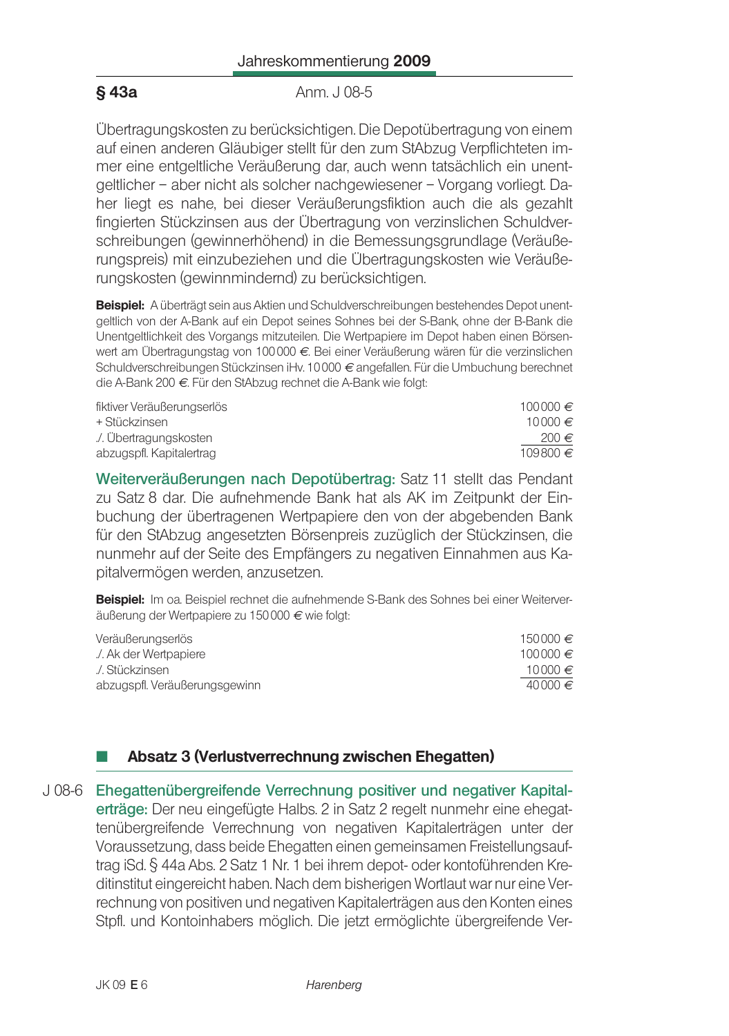Übertragungskosten zu berücksichtigen. Die Depotübertragung von einem auf einen anderen Gläubiger stellt für den zum StAbzug Verpflichteten immer eine entgeltliche Veräußerung dar, auch wenn tatsächlich ein unentgeltlicher – aber nicht als solcher nachgewiesener – Vorgang vorliegt. Daher liegt es nahe, bei dieser Veräußerungsfiktion auch die als gezahlt fingierten Stückzinsen aus der Übertragung von verzinslichen Schuldverschreibungen (gewinnerhöhend) in die Bemessungsgrundlage (Veräußerungspreis) mit einzubeziehen und die Übertragungskosten wie Veräußerungskosten (gewinnmindernd) zu berücksichtigen.

**Beispiel:** A überträgt sein aus Aktien und Schuldverschreibungen bestehendes Depot unentgeltlich von der A-Bank auf ein Depot seines Sohnes bei der S-Bank, ohne der B-Bank die Unentgeltlichkeit des Vorgangs mitzuteilen. Die Wertpapiere im Depot haben einen Börsenwert am Übertragungstag von 100 000 €. Bei einer Veräußerung wären für die verzinslichen Schuldverschreibungen Stückzinsen iHv. 10 000 € angefallen. Für die Umbuchung berechnet die A-Bank 200 €. Für den StAbzug rechnet die A-Bank wie folgt:

| | |
|---|---|
| fiktiver Veräußerungserlös | 100 000 € |
| + Stückzinsen | 10 000 € |
| ./. Übertragungskosten | 200 € |
| abzugspfl. Kapitalertrag | 109 800 € |

**Weiterveräußerungen nach Depotübertrag:** Satz 11 stellt das Pendant zu Satz 8 dar. Die aufnehmende Bank hat als AK im Zeitpunkt der Einbuchung der übertragenen Wertpapiere den von der abgebenden Bank für den StAbzug angesetzten Börsenpreis zuzüglich der Stückzinsen, die nunmehr auf der Seite des Empfängers zu negativen Einnahmen aus Kapitalvermögen werden, anzusetzen.

**Beispiel:** Im oa. Beispiel rechnet die aufnehmende S-Bank des Sohnes bei einer Weiterveräußerung der Wertpapiere zu 150 000 € wie folgt:

| | |
|---|---|
| Veräußerungserlös | 150 000 € |
| ./. Ak der Wertpapiere | 100 000 € |
| ./. Stückzinsen | 10 000 € |
| abzugspfl. Veräußerungsgewinn | 40 000 € |

## Absatz 3 (Verlustverrechnung zwischen Ehegatten)

J 08-6 **Ehegattenübergreifende Verrechnung positiver und negativer Kapitalerträge:** Der neu eingefügte Halbs. 2 in Satz 2 regelt nunmehr eine ehegattenübergreifende Verrechnung von negativen Kapitalerträgen unter der Voraussetzung, dass beide Ehegatten einen gemeinsamen Freistellungsauftrag iSd. § 44a Abs. 2 Satz 1 Nr. 1 bei ihrem depot- oder kontoführenden Kreditinstitut eingereicht haben. Nach dem bisherigen Wortlaut war nur eine Verrechnung von positiven und negativen Kapitalerträgen aus den Konten eines Stpfl. und Kontoinhabers möglich. Die jetzt ermöglichte übergreifende Ver-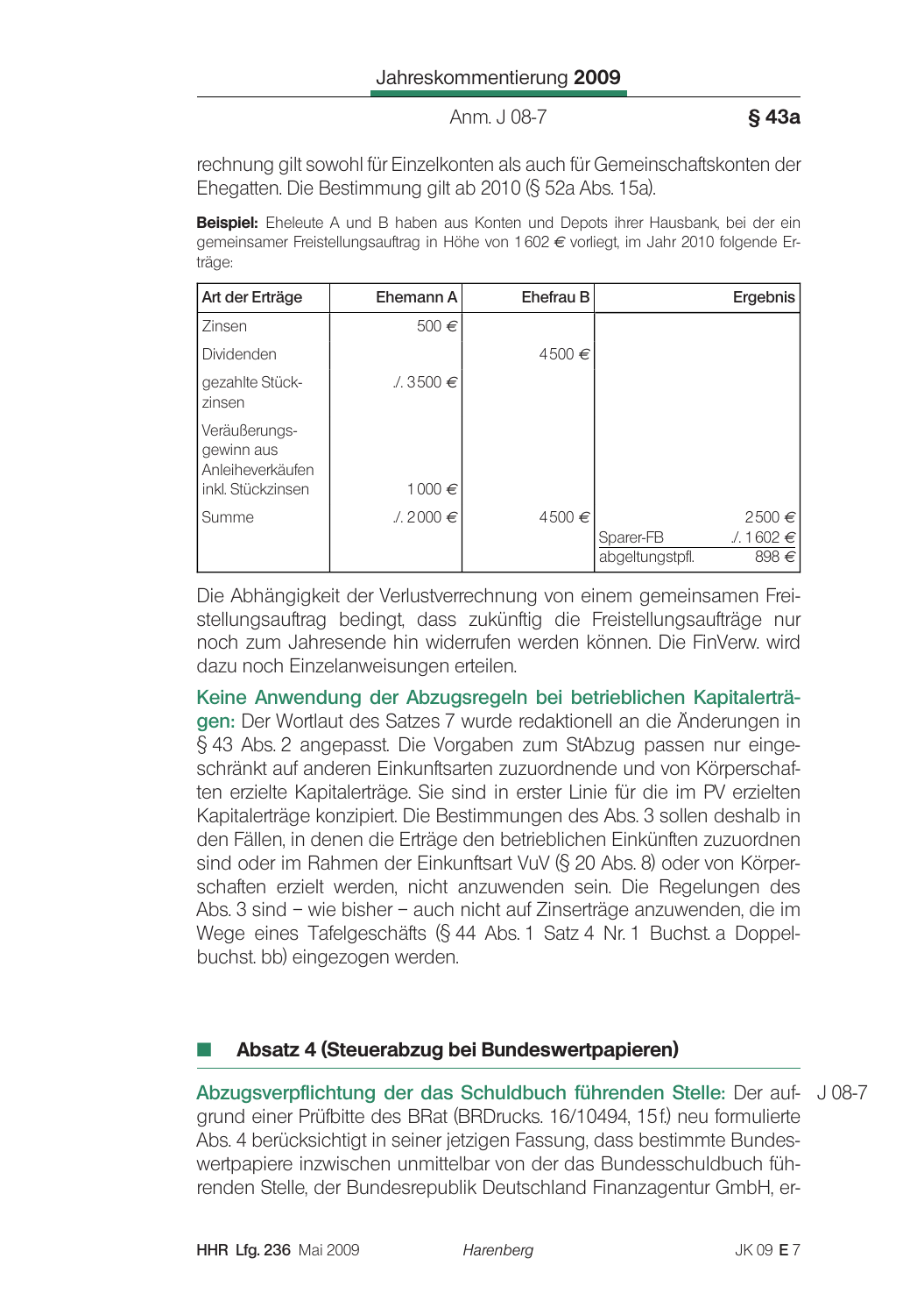rechnung gilt sowohl für Einzelkonten als auch für Gemeinschaftskonten der Ehegatten. Die Bestimmung gilt ab 2010 (§ 52a Abs. 15a).

**Beispiel:** Eheleute A und B haben aus Konten und Depots ihrer Hausbank, bei der ein gemeinsamer Freistellungsauftrag in Höhe von 1 602 € vorliegt, im Jahr 2010 folgende Erträge:

| Art der Erträge | Ehemann A | Ehefrau B | | Ergebnis |
|---|---|---|---|---|
| Zinsen | 500 € | | | |
| Dividenden | | 4500 € | | |
| gezahlte Stückzinsen | ./. 3500 € | | | |
| Veräußerungsgewinn aus Anleiheverkäufen inkl. Stückzinsen | 1 000 € | | | |
| Summe | ./. 2000 € | 4500 € | | 2500 € |
| | | | Sparer-FB | ./. 1 602 € |
| | | | abgeltungstpfl. | 898 € |

Die Abhängigkeit der Verlustverrechnung von einem gemeinsamen Freistellungsauftrag bedingt, dass zukünftig die Freistellungsaufträge nur noch zum Jahresende hin widerrufen werden können. Die FinVerw. wird dazu noch Einzelanweisungen erteilen.

**Keine Anwendung der Abzugsregeln bei betrieblichen Kapitalerträgen:** Der Wortlaut des Satzes 7 wurde redaktionell an die Änderungen in § 43 Abs. 2 angepasst. Die Vorgaben zum StAbzug passen nur eingeschränkt auf anderen Einkunftsarten zuzuordnende und von Körperschaften erzielte Kapitalerträge. Sie sind in erster Linie für die im PV erzielten Kapitalerträge konzipiert. Die Bestimmungen des Abs. 3 sollen deshalb in den Fällen, in denen die Erträge den betrieblichen Einkünften zuzuordnen sind oder im Rahmen der Einkunftsart VuV (§ 20 Abs. 8) oder von Körperschaften erzielt werden, nicht anzuwenden sein. Die Regelungen des Abs. 3 sind – wie bisher – auch nicht auf Zinserträge anzuwenden, die im Wege eines Tafelgeschäfts (§ 44 Abs. 1 Satz 4 Nr. 1 Buchst. a Doppelbuchst. bb) eingezogen werden.

## Absatz 4 (Steuerabzug bei Bundeswertpapieren)

J 08-7

**Abzugsverpflichtung der das Schuldbuch führenden Stelle:** Der aufgrund einer Prüfbitte des BRat (BRDrucks. 16/10494, 15 f.) neu formulierte Abs. 4 berücksichtigt in seiner jetzigen Fassung, dass bestimmte Bundeswertpapiere inzwischen unmittelbar von der das Bundesschuldbuch führenden Stelle, der Bundesrepublik Deutschland Finanzagentur GmbH, er-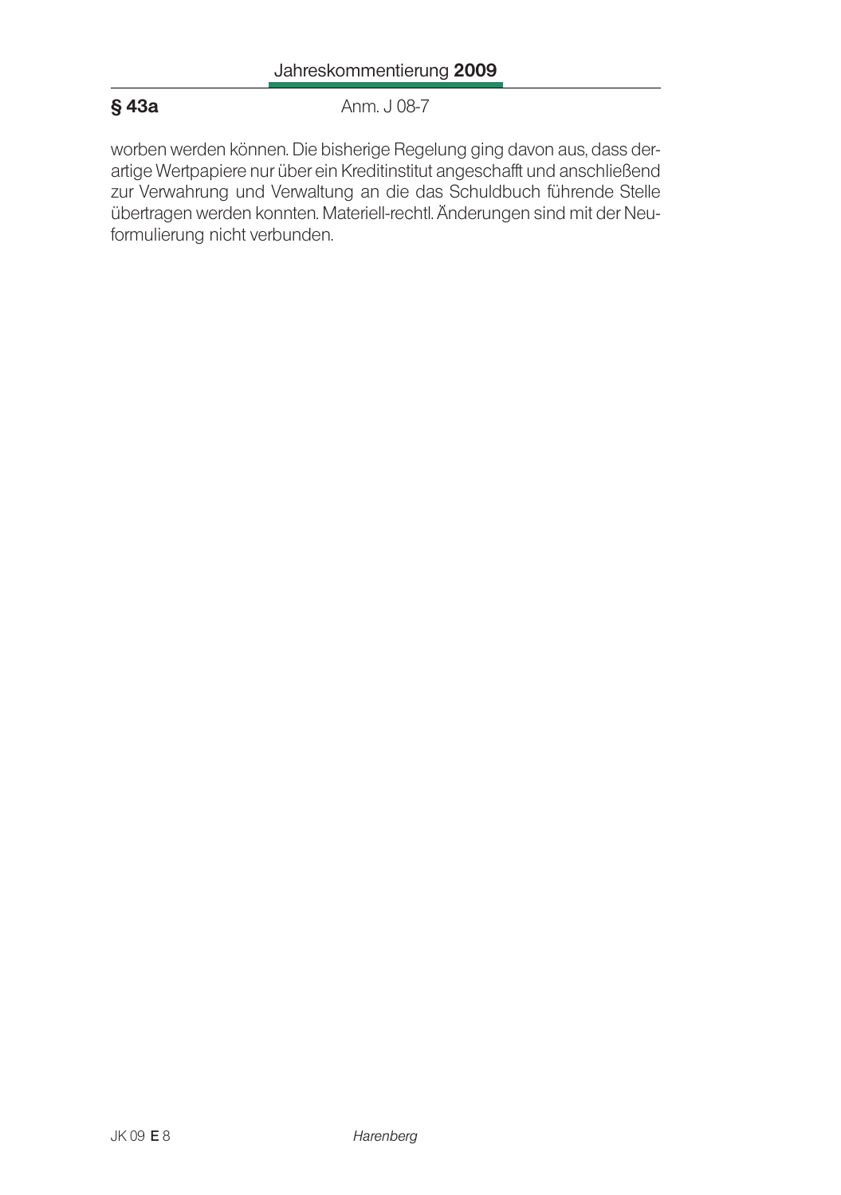worben werden können. Die bisherige Regelung ging davon aus, dass derartige Wertpapiere nur über ein Kreditinstitut angeschafft und anschließend zur Verwahrung und Verwaltung an die das Schuldbuch führende Stelle übertragen werden konnten. Materiell-rechtl. Änderungen sind mit der Neuformulierung nicht verbunden.